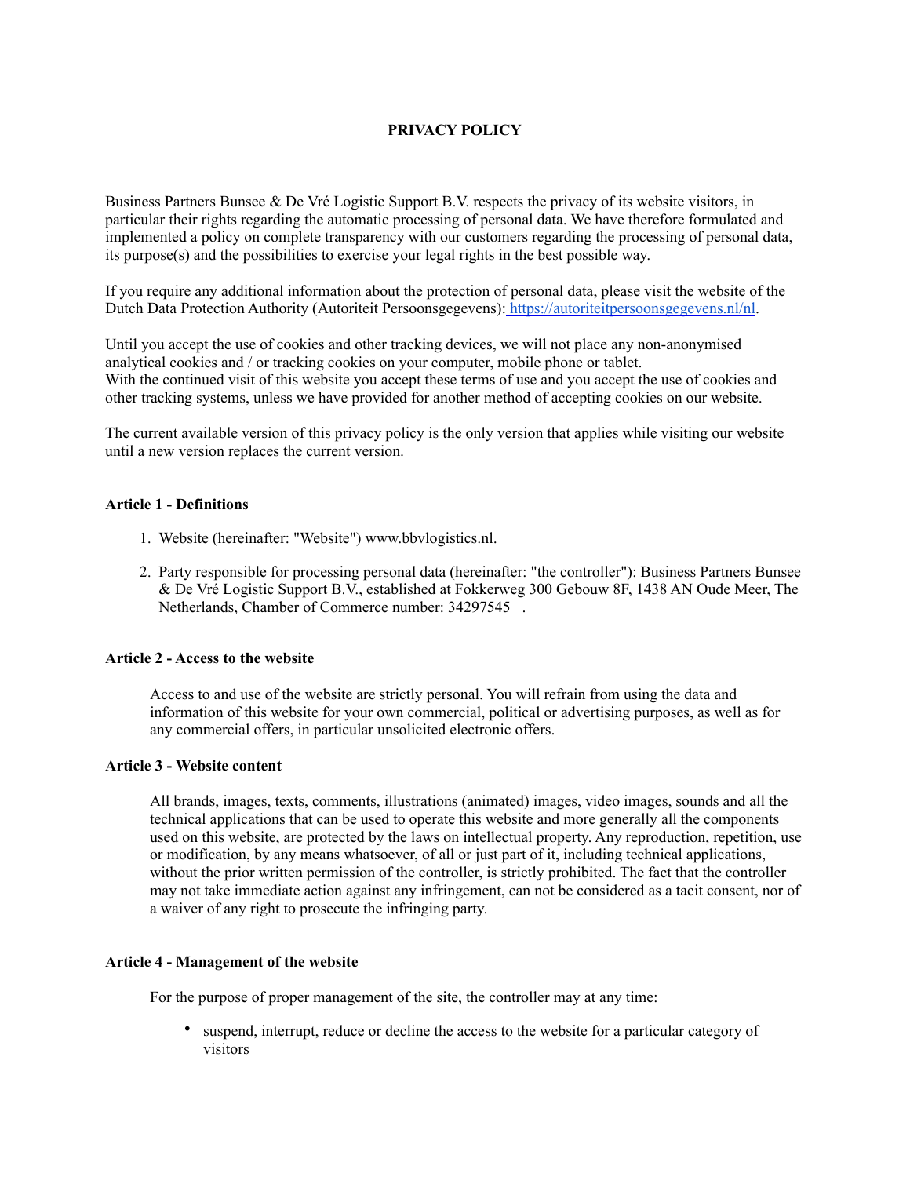**PRIVACY POLICY**

Business Partners Bunsee & De Vré Logistic Support B.V. respects the privacy of its website visitors, in particular their rights regarding the automatic processing of personal data. We have therefore formulated and implemented a policy on complete transparency with our customers regarding the processing of personal data, its purpose(s) and the possibilities to exercise your legal rights in the best possible way.

If you require any additional information about the protection of personal data, please visit the website of the Dutch Data Protection Authority (Autoriteit Persoonsgegevens): https://autoriteitpersoonsgegevens.nl/nl.

Until you accept the use of cookies and other tracking devices, we will not place any non-anonymised analytical cookies and / or tracking cookies on your computer, mobile phone or tablet.
With the continued visit of this website you accept these terms of use and you accept the use of cookies and other tracking systems, unless we have provided for another method of accepting cookies on our website.

The current available version of this privacy policy is the only version that applies while visiting our website until a new version replaces the current version.

**Article 1 - Definitions**

1. Website (hereinafter: "Website") www.bbvlogistics.nl.
2. Party responsible for processing personal data (hereinafter: "the controller"): Business Partners Bunsee & De Vré Logistic Support B.V., established at Fokkerweg 300 Gebouw 8F, 1438 AN Oude Meer, The Netherlands, Chamber of Commerce number: 34297545 .

**Article 2 - Access to the website**

Access to and use of the website are strictly personal. You will refrain from using the data and information of this website for your own commercial, political or advertising purposes, as well as for any commercial offers, in particular unsolicited electronic offers.

**Article 3 - Website content**

All brands, images, texts, comments, illustrations (animated) images, video images, sounds and all the technical applications that can be used to operate this website and more generally all the components used on this website, are protected by the laws on intellectual property. Any reproduction, repetition, use or modification, by any means whatsoever, of all or just part of it, including technical applications, without the prior written permission of the controller, is strictly prohibited. The fact that the controller may not take immediate action against any infringement, can not be considered as a tacit consent, nor of a waiver of any right to prosecute the infringing party.

**Article 4 - Management of the website**

For the purpose of proper management of the site, the controller may at any time:

- suspend, interrupt, reduce or decline the access to the website for a particular category of visitors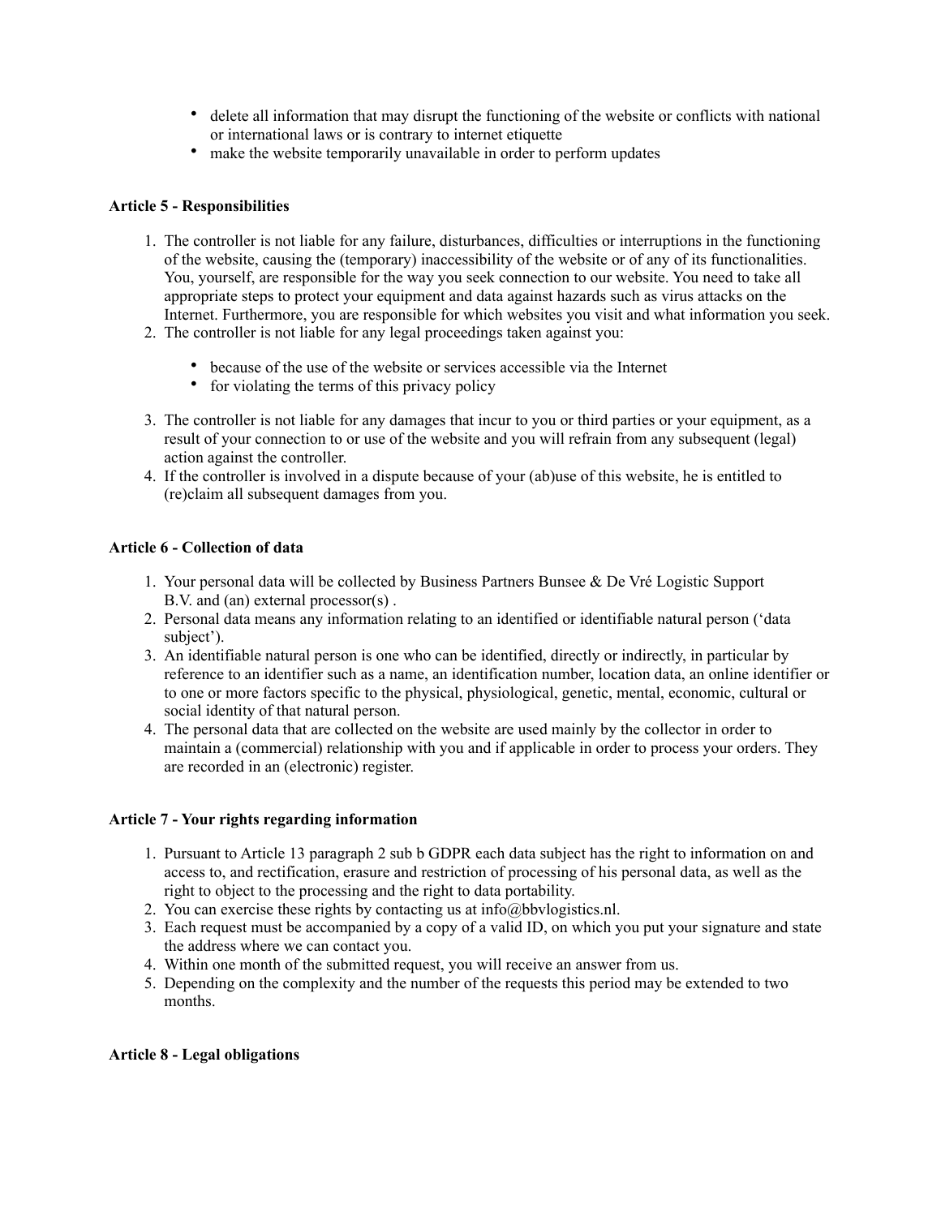- delete all information that may disrupt the functioning of the website or conflicts with national or international laws or is contrary to internet etiquette
- make the website temporarily unavailable in order to perform updates

**Article 5 - Responsibilities**

1. The controller is not liable for any failure, disturbances, difficulties or interruptions in the functioning of the website, causing the (temporary) inaccessibility of the website or of any of its functionalities. You, yourself, are responsible for the way you seek connection to our website. You need to take all appropriate steps to protect your equipment and data against hazards such as virus attacks on the Internet. Furthermore, you are responsible for which websites you visit and what information you seek.
2. The controller is not liable for any legal proceedings taken against you:
   - because of the use of the website or services accessible via the Internet
   - for violating the terms of this privacy policy
3. The controller is not liable for any damages that incur to you or third parties or your equipment, as a result of your connection to or use of the website and you will refrain from any subsequent (legal) action against the controller.
4. If the controller is involved in a dispute because of your (ab)use of this website, he is entitled to (re)claim all subsequent damages from you.

**Article 6 - Collection of data**

1. Your personal data will be collected by Business Partners Bunsee & De Vré Logistic Support B.V. and (an) external processor(s) .
2. Personal data means any information relating to an identified or identifiable natural person (‘data subject’).
3. An identifiable natural person is one who can be identified, directly or indirectly, in particular by reference to an identifier such as a name, an identification number, location data, an online identifier or to one or more factors specific to the physical, physiological, genetic, mental, economic, cultural or social identity of that natural person.
4. The personal data that are collected on the website are used mainly by the collector in order to maintain a (commercial) relationship with you and if applicable in order to process your orders. They are recorded in an (electronic) register.

**Article 7 - Your rights regarding information**

1. Pursuant to Article 13 paragraph 2 sub b GDPR each data subject has the right to information on and access to, and rectification, erasure and restriction of processing of his personal data, as well as the right to object to the processing and the right to data portability.
2. You can exercise these rights by contacting us at info@bbvlogistics.nl.
3. Each request must be accompanied by a copy of a valid ID, on which you put your signature and state the address where we can contact you.
4. Within one month of the submitted request, you will receive an answer from us.
5. Depending on the complexity and the number of the requests this period may be extended to two months.

**Article 8 - Legal obligations**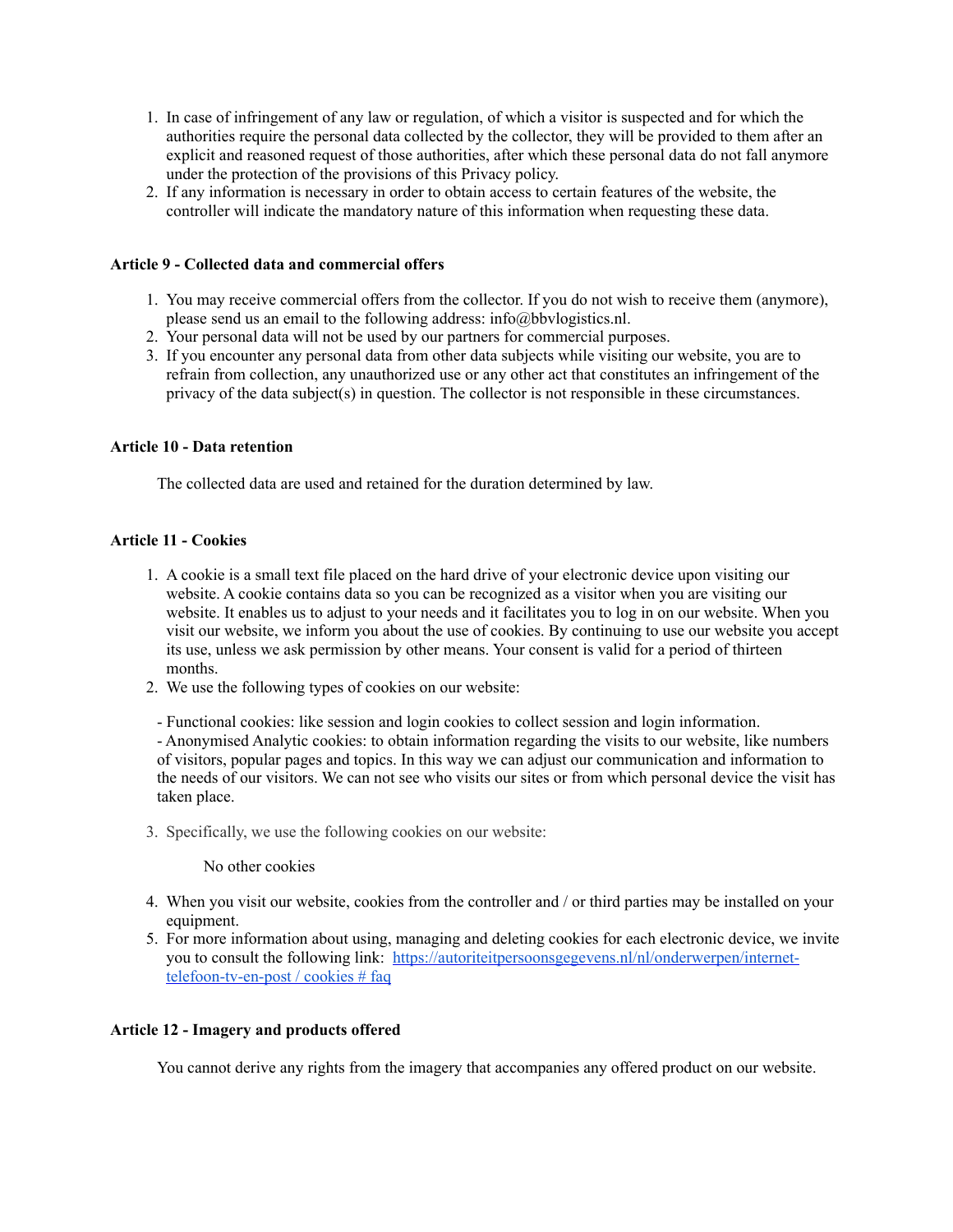1. In case of infringement of any law or regulation, of which a visitor is suspected and for which the authorities require the personal data collected by the collector, they will be provided to them after an explicit and reasoned request of those authorities, after which these personal data do not fall anymore under the protection of the provisions of this Privacy policy.
2. If any information is necessary in order to obtain access to certain features of the website, the controller will indicate the mandatory nature of this information when requesting these data.

**Article 9 - Collected data and commercial offers**

1. You may receive commercial offers from the collector. If you do not wish to receive them (anymore), please send us an email to the following address: info@bbvlogistics.nl.
2. Your personal data will not be used by our partners for commercial purposes.
3. If you encounter any personal data from other data subjects while visiting our website, you are to refrain from collection, any unauthorized use or any other act that constitutes an infringement of the privacy of the data subject(s) in question. The collector is not responsible in these circumstances.

**Article 10 - Data retention**

The collected data are used and retained for the duration determined by law.

**Article 11 - Cookies**

1. A cookie is a small text file placed on the hard drive of your electronic device upon visiting our website. A cookie contains data so you can be recognized as a visitor when you are visiting our website. It enables us to adjust to your needs and it facilitates you to log in on our website. When you visit our website, we inform you about the use of cookies. By continuing to use our website you accept its use, unless we ask permission by other means. Your consent is valid for a period of thirteen months.
2. We use the following types of cookies on our website:

   - Functional cookies: like session and login cookies to collect session and login information.
   - Anonymised Analytic cookies: to obtain information regarding the visits to our website, like numbers of visitors, popular pages and topics. In this way we can adjust our communication and information to the needs of our visitors. We can not see who visits our sites or from which personal device the visit has taken place.

3. Specifically, we use the following cookies on our website:

   No other cookies

4. When you visit our website, cookies from the controller and / or third parties may be installed on your equipment.
5. For more information about using, managing and deleting cookies for each electronic device, we invite you to consult the following link: [https://autoriteitpersoonsgegevens.nl/nl/onderwerpen/internet-telefoon-tv-en-post / cookies # faq](https://autoriteitpersoonsgegevens.nl/nl/onderwerpen/internet-telefoon-tv-en-post/cookies#faq)

**Article 12 - Imagery and products offered**

You cannot derive any rights from the imagery that accompanies any offered product on our website.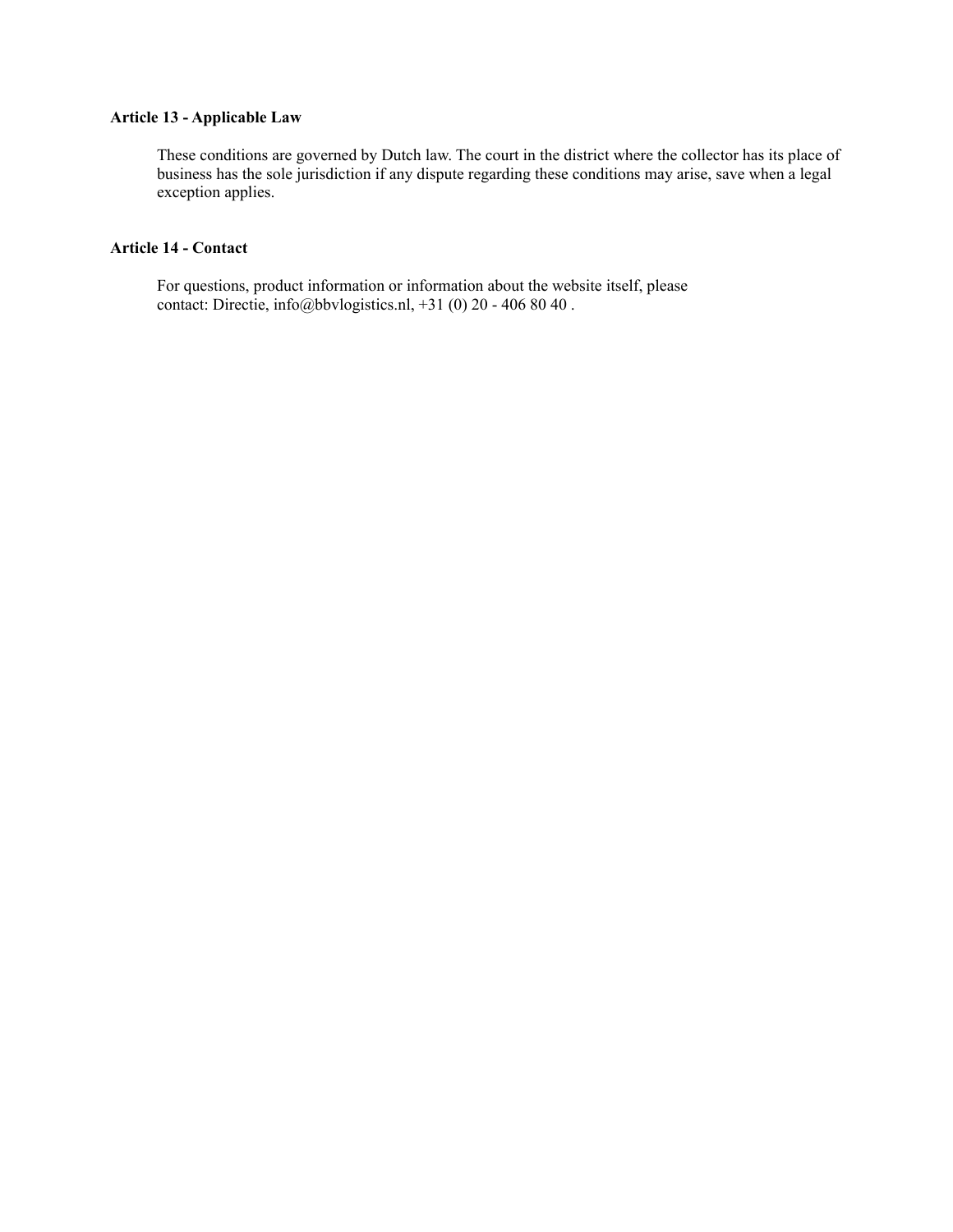**Article 13 - Applicable Law**

These conditions are governed by Dutch law. The court in the district where the collector has its place of business has the sole jurisdiction if any dispute regarding these conditions may arise, save when a legal exception applies.

**Article 14 - Contact**

For questions, product information or information about the website itself, please contact: Directie, info@bbvlogistics.nl, +31 (0) 20 - 406 80 40 .